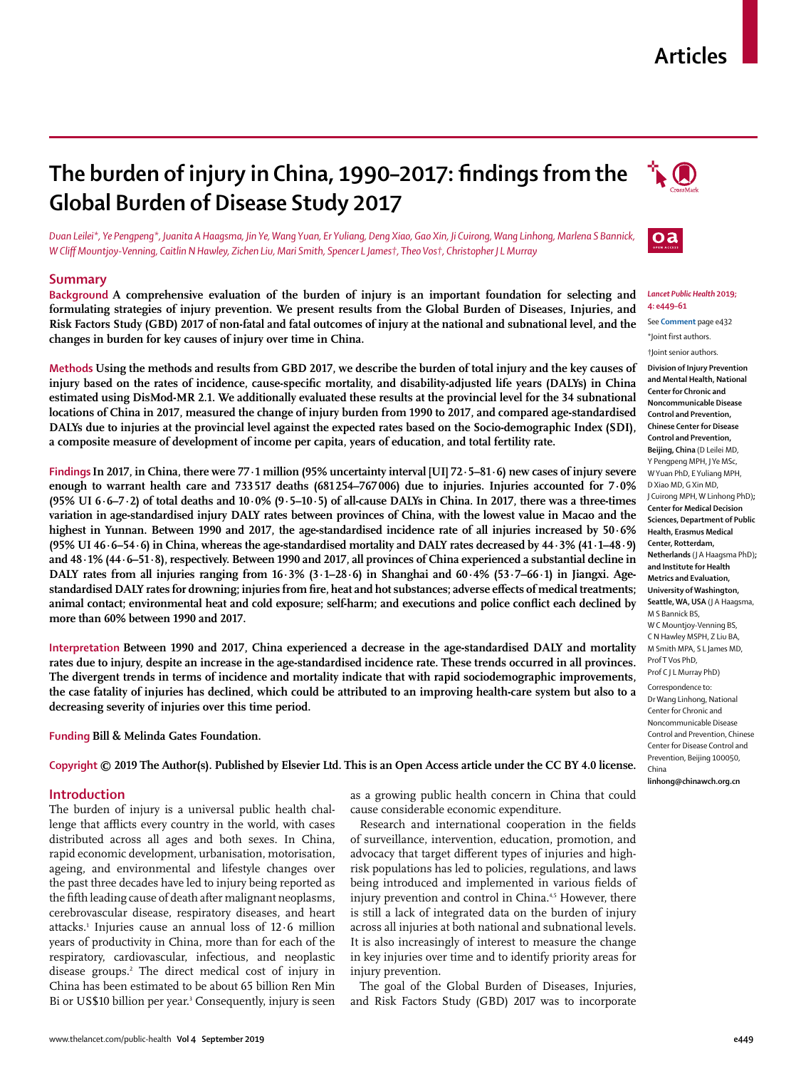Articles

# The burden of injury in China, 1990–2017: findings from the Global Burden of Disease Study 2017

*Duan Leilei\*, Ye Pengpeng\*, Juanita A Haagsma, Jin Ye, Wang Yuan, Er Yuliang, Deng Xiao, Gao Xin, Ji Cuirong, Wang Linhong, Marlena S Bannick, W Cliff Mountjoy-Venning, Caitlin N Hawley, Zichen Liu, Mari Smith, Spencer L James†, Theo Vos†, Christopher J L Murray*

## Summary

**Background** A comprehensive evaluation of the burden of injury is an important foundation for selecting and formulating strategies of injury prevention. We present results from the Global Burden of Diseases, Injuries, and Risk Factors Study (GBD) 2017 of non-fatal and fatal outcomes of injury at the national and subnational level, and the changes in burden for key causes of injury over time in China.

**Methods** Using the methods and results from GBD 2017, we describe the burden of total injury and the key causes of injury based on the rates of incidence, cause-specific mortality, and disability-adjusted life years (DALYs) in China estimated using DisMod-MR 2.1. We additionally evaluated these results at the provincial level for the 34 subnational locations of China in 2017, measured the change of injury burden from 1990 to 2017, and compared age-standardised DALYs due to injuries at the provincial level against the expected rates based on the Socio-demographic Index (SDI), a composite measure of development of income per capita, years of education, and total fertility rate.

**Findings** In 2017, in China, there were 77·1 million (95% uncertainty interval [UI] 72·5–81·6) new cases of injury severe enough to warrant health care and 733 517 deaths (681 254–767 006) due to injuries. Injuries accounted for 7·0% (95% UI 6·6–7·2) of total deaths and 10·0% (9·5–10·5) of all-cause DALYs in China. In 2017, there was a three-times variation in age-standardised injury DALY rates between provinces of China, with the lowest value in Macao and the highest in Yunnan. Between 1990 and 2017, the age-standardised incidence rate of all injuries increased by 50·6% (95% UI 46·6–54·6) in China, whereas the age-standardised mortality and DALY rates decreased by 44·3% (41·1–48·9) and 48·1% (44·6–51·8), respectively. Between 1990 and 2017, all provinces of China experienced a substantial decline in DALY rates from all injuries ranging from 16·3% (3·1–28·6) in Shanghai and 60·4% (53·7–66·1) in Jiangxi. Age-standardised DALY rates for drowning; injuries from fire, heat and hot substances; adverse effects of medical treatments; animal contact; environmental heat and cold exposure; self-harm; and executions and police conflict each declined by more than 60% between 1990 and 2017.

**Interpretation** Between 1990 and 2017, China experienced a decrease in the age-standardised DALY and mortality rates due to injury, despite an increase in the age-standardised incidence rate. These trends occurred in all provinces. The divergent trends in terms of incidence and mortality indicate that with rapid sociodemographic improvements, the case fatality of injuries has declined, which could be attributed to an improving health-care system but also to a decreasing severity of injuries over this time period.

**Funding** Bill & Melinda Gates Foundation.

**Copyright** © 2019 The Author(s). Published by Elsevier Ltd. This is an Open Access article under the CC BY 4.0 license.

*Lancet Public Health* 2019; 4: e449–61

See Comment page e432

\*Joint first authors.

†Joint senior authors.

**Division of Injury Prevention and Mental Health, National Center for Chronic and Noncommunicable Disease Control and Prevention, Chinese Center for Disease Control and Prevention, Beijing, China** (D Leilei MD, Y Pengpeng MPH, J Ye MSc, W Yuan PhD, E Yuliang MPH, D Xiao MD, G Xin MD, J Cuirong MPH, W Linhong PhD)**; Center for Medical Decision Sciences, Department of Public Health, Erasmus Medical Center, Rotterdam, Netherlands** (J A Haagsma PhD)**; and Institute for Health Metrics and Evaluation, University of Washington, Seattle, WA, USA** (J A Haagsma, M S Bannick BS, W C Mountjoy-Venning BS, C N Hawley MSPH, Z Liu BA, M Smith MPA, S L James MD, Prof T Vos PhD, Prof C J L Murray PhD)

Correspondence to: Dr Wang Linhong, National Center for Chronic and Noncommunicable Disease Control and Prevention, Chinese Center for Disease Control and Prevention, Beijing 100050, China **linhong@chinawch.org.cn**

## Introduction

The burden of injury is a universal public health challenge that afflicts every country in the world, with cases distributed across all ages and both sexes. In China, rapid economic development, urbanisation, motorisation, ageing, and environmental and lifestyle changes over the past three decades have led to injury being reported as the fifth leading cause of death after malignant neoplasms, cerebrovascular disease, respiratory diseases, and heart attacks.[1] Injuries cause an annual loss of 12·6 million years of productivity in China, more than for each of the respiratory, cardiovascular, infectious, and neoplastic disease groups.[2] The direct medical cost of injury in China has been estimated to be about 65 billion Ren Min Bi or US$10 billion per year.[3] Consequently, injury is seen as a growing public health concern in China that could cause considerable economic expenditure.

Research and international cooperation in the fields of surveillance, intervention, education, promotion, and advocacy that target different types of injuries and high-risk populations has led to policies, regulations, and laws being introduced and implemented in various fields of injury prevention and control in China.[4,5] However, there is still a lack of integrated data on the burden of injury across all injuries at both national and subnational levels. It is also increasingly of interest to measure the change in key injuries over time and to identify priority areas for injury prevention.

The goal of the Global Burden of Diseases, Injuries, and Risk Factors Study (GBD) 2017 was to incorporate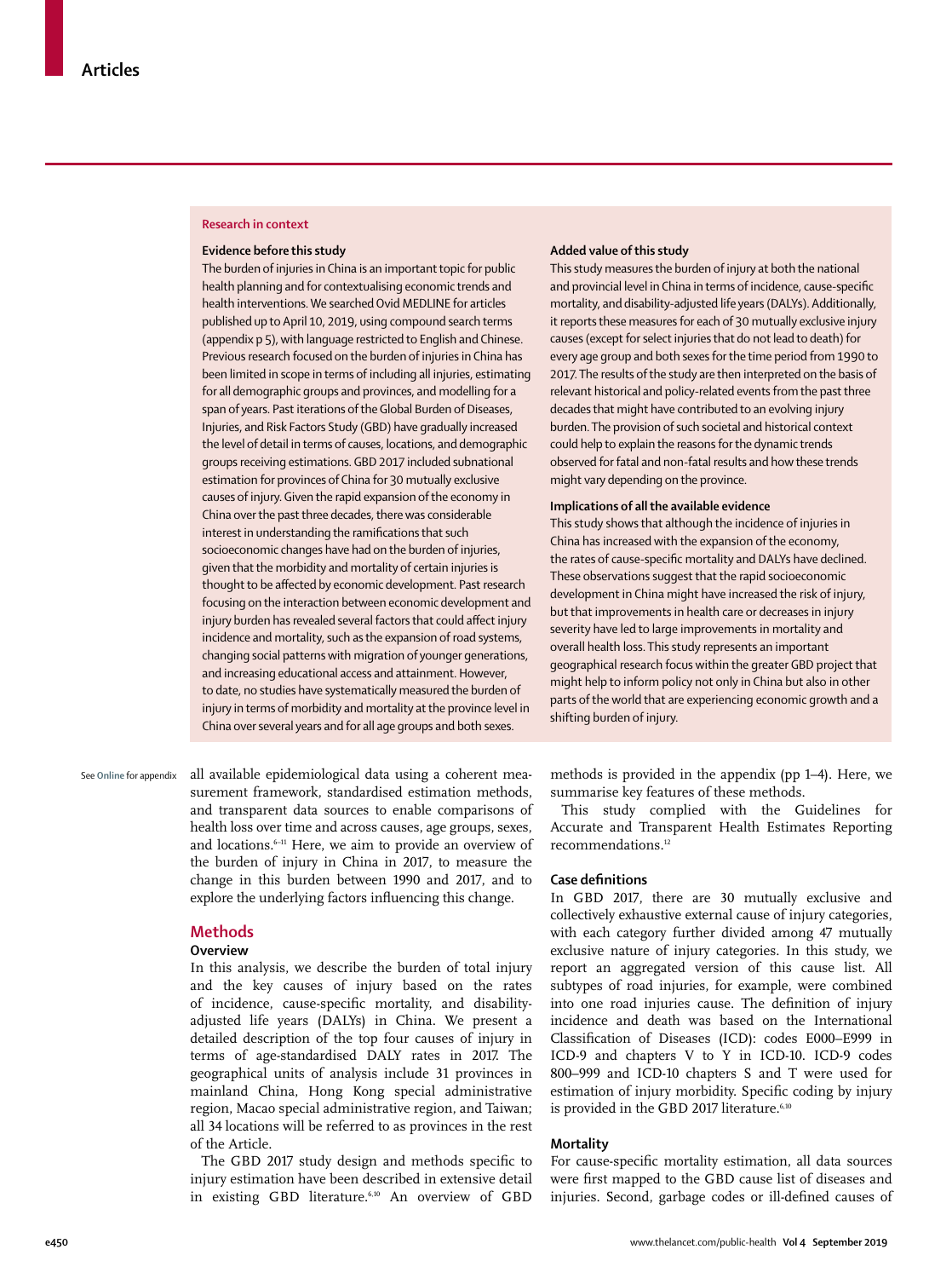## Research in context

### Evidence before this study

The burden of injuries in China is an important topic for public health planning and for contextualising economic trends and health interventions. We searched Ovid MEDLINE for articles published up to April 10, 2019, using compound search terms (appendix p 5), with language restricted to English and Chinese. Previous research focused on the burden of injuries in China has been limited in scope in terms of including all injuries, estimating for all demographic groups and provinces, and modelling for a span of years. Past iterations of the Global Burden of Diseases, Injuries, and Risk Factors Study (GBD) have gradually increased the level of detail in terms of causes, locations, and demographic groups receiving estimations. GBD 2017 included subnational estimation for provinces of China for 30 mutually exclusive causes of injury. Given the rapid expansion of the economy in China over the past three decades, there was considerable interest in understanding the ramifications that such socioeconomic changes have had on the burden of injuries, given that the morbidity and mortality of certain injuries is thought to be affected by economic development. Past research focusing on the interaction between economic development and injury burden has revealed several factors that could affect injury incidence and mortality, such as the expansion of road systems, changing social patterns with migration of younger generations, and increasing educational access and attainment. However, to date, no studies have systematically measured the burden of injury in terms of morbidity and mortality at the province level in China over several years and for all age groups and both sexes.

### Added value of this study

This study measures the burden of injury at both the national and provincial level in China in terms of incidence, cause-specific mortality, and disability-adjusted life years (DALYs). Additionally, it reports these measures for each of 30 mutually exclusive injury causes (except for select injuries that do not lead to death) for every age group and both sexes for the time period from 1990 to 2017. The results of the study are then interpreted on the basis of relevant historical and policy-related events from the past three decades that might have contributed to an evolving injury burden. The provision of such societal and historical context could help to explain the reasons for the dynamic trends observed for fatal and non-fatal results and how these trends might vary depending on the province.

### Implications of all the available evidence

This study shows that although the incidence of injuries in China has increased with the expansion of the economy, the rates of cause-specific mortality and DALYs have declined. These observations suggest that the rapid socioeconomic development in China might have increased the risk of injury, but that improvements in health care or decreases in injury severity have led to large improvements in mortality and overall health loss. This study represents an important geographical research focus within the greater GBD project that might help to inform policy not only in China but also in other parts of the world that are experiencing economic growth and a shifting burden of injury.

See Online for appendix

all available epidemiological data using a coherent measurement framework, standardised estimation methods, and transparent data sources to enable comparisons of health loss over time and across causes, age groups, sexes, and locations.[6–11] Here, we aim to provide an overview of the burden of injury in China in 2017, to measure the change in this burden between 1990 and 2017, and to explore the underlying factors influencing this change.

## Methods

### Overview

In this analysis, we describe the burden of total injury and the key causes of injury based on the rates of incidence, cause-specific mortality, and disability-adjusted life years (DALYs) in China. We present a detailed description of the top four causes of injury in terms of age-standardised DALY rates in 2017. The geographical units of analysis include 31 provinces in mainland China, Hong Kong special administrative region, Macao special administrative region, and Taiwan; all 34 locations will be referred to as provinces in the rest of the Article.

The GBD 2017 study design and methods specific to injury estimation have been described in extensive detail in existing GBD literature.[6,10] An overview of GBD methods is provided in the appendix (pp 1–4). Here, we summarise key features of these methods.

This study complied with the Guidelines for Accurate and Transparent Health Estimates Reporting recommendations.[12]

### Case definitions

In GBD 2017, there are 30 mutually exclusive and collectively exhaustive external cause of injury categories, with each category further divided among 47 mutually exclusive nature of injury categories. In this study, we report an aggregated version of this cause list. All subtypes of road injuries, for example, were combined into one road injuries cause. The definition of injury incidence and death was based on the International Classification of Diseases (ICD): codes E000–E999 in ICD-9 and chapters V to Y in ICD-10. ICD-9 codes 800–999 and ICD-10 chapters S and T were used for estimation of injury morbidity. Specific coding by injury is provided in the GBD 2017 literature.[6,10]

### Mortality

For cause-specific mortality estimation, all data sources were first mapped to the GBD cause list of diseases and injuries. Second, garbage codes or ill-defined causes of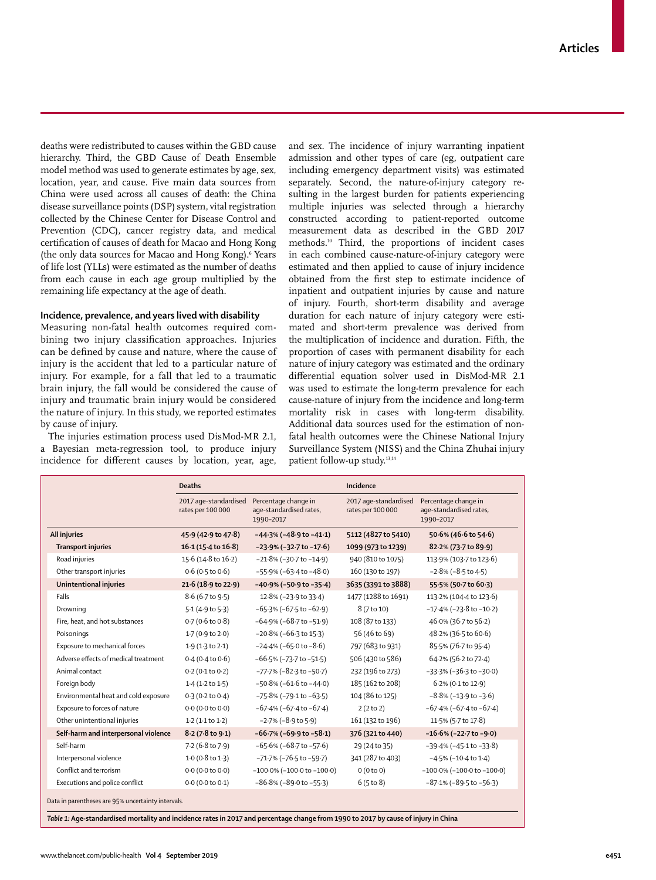deaths were redistributed to causes within the GBD cause hierarchy. Third, the GBD Cause of Death Ensemble model method was used to generate estimates by age, sex, location, year, and cause. Five main data sources from China were used across all causes of death: the China disease surveillance points (DSP) system, vital registration collected by the Chinese Center for Disease Control and Prevention (CDC), cancer registry data, and medical certification of causes of death for Macao and Hong Kong (the only data sources for Macao and Hong Kong).[6] Years of life lost (YLLs) were estimated as the number of deaths from each cause in each age group multiplied by the remaining life expectancy at the age of death.

### Incidence, prevalence, and years lived with disability

Measuring non-fatal health outcomes required combining two injury classification approaches. Injuries can be defined by cause and nature, where the cause of injury is the accident that led to a particular nature of injury. For example, for a fall that led to a traumatic brain injury, the fall would be considered the cause of injury and traumatic brain injury would be considered the nature of injury. In this study, we reported estimates by cause of injury.

The injuries estimation process used DisMod-MR 2.1, a Bayesian meta-regression tool, to produce injury incidence for different causes by location, year, age, and sex. The incidence of injury warranting inpatient admission and other types of care (eg, outpatient care including emergency department visits) was estimated separately. Second, the nature-of-injury category resulting in the largest burden for patients experiencing multiple injuries was selected through a hierarchy constructed according to patient-reported outcome measurement data as described in the GBD 2017 methods.[10] Third, the proportions of incident cases in each combined cause-nature-of-injury category were estimated and then applied to cause of injury incidence obtained from the first step to estimate incidence of inpatient and outpatient injuries by cause and nature of injury. Fourth, short-term disability and average duration for each nature of injury category were estimated and short-term prevalence was derived from the multiplication of incidence and duration. Fifth, the proportion of cases with permanent disability for each nature of injury category was estimated and the ordinary differential equation solver used in DisMod-MR 2.1 was used to estimate the long-term prevalence for each cause-nature of injury from the incidence and long-term mortality risk in cases with long-term disability. Additional data sources used for the estimation of non-fatal health outcomes were the Chinese National Injury Surveillance System (NISS) and the China Zhuhai injury patient follow-up study.[13,14]

| | Deaths | | Incidence | |
|---|---|---|---|---|
| | 2017 age-standardised rates per 100 000 | Percentage change in age-standardised rates, 1990–2017 | 2017 age-standardised rates per 100 000 | Percentage change in age-standardised rates, 1990–2017 |
| **All injuries** | **45·9 (42·9 to 47·8)** | **–44·3% (–48·9 to –41·1)** | **5112 (4827 to 5410)** | **50·6% (46·6 to 54·6)** |
| **Transport injuries** | **16·1 (15·4 to 16·8)** | **–23·9% (–32·7 to –17·6)** | **1099 (973 to 1239)** | **82·2% (73·7 to 89·9)** |
| Road injuries | 15·6 (14·8 to 16·2) | –21·8% (–30·7 to –14·9) | 940 (810 to 1075) | 113·9% (103·7 to 123·6) |
| Other transport injuries | 0·6 (0·5 to 0·6) | –55·9% (–63·4 to –48·0) | 160 (130 to 197) | –2·8% (–8·5 to 4·5) |
| **Unintentional injuries** | **21·6 (18·9 to 22·9)** | **–40·9% (–50·9 to –35·4)** | **3635 (3391 to 3888)** | **55·5% (50·7 to 60·3)** |
| Falls | 8·6 (6·7 to 9·5) | 12·8% (–23·9 to 33·4) | 1477 (1288 to 1691) | 113·2% (104·4 to 123·6) |
| Drowning | 5·1 (4·9 to 5·3) | –65·3% (–67·5 to –62·9) | 8 (7 to 10) | –17·4% (–23·8 to –10·2) |
| Fire, heat, and hot substances | 0·7 (0·6 to 0·8) | –64·9% (–68·7 to –51·9) | 108 (87 to 133) | 46·0% (36·7 to 56·2) |
| Poisonings | 1·7 (0·9 to 2·0) | –20·8% (–66·3 to 15·3) | 56 (46 to 69) | 48·2% (36·5 to 60·6) |
| Exposure to mechanical forces | 1·9 (1·3 to 2·1) | –24·4% (–65·0 to –8·6) | 797 (683 to 931) | 85·5% (76·7 to 95·4) |
| Adverse effects of medical treatment | 0·4 (0·4 to 0·6) | –66·5% (–73·7 to –51·5) | 506 (430 to 586) | 64·2% (56·2 to 72·4) |
| Animal contact | 0·2 (0·1 to 0·2) | –77·7% (–82·3 to –50·7) | 232 (196 to 273) | –33·3% (–36·3 to –30·0) |
| Foreign body | 1·4 (1·2 to 1·5) | –50·8% (–61·6 to –44·0) | 185 (162 to 208) | 6·2% (0·1 to 12·9) |
| Environmental heat and cold exposure | 0·3 (0·2 to 0·4) | –75·8% (–79·1 to –63·5) | 104 (86 to 125) | –8·8% (–13·9 to –3·6) |
| Exposure to forces of nature | 0·0 (0·0 to 0·0) | –67·4% (–67·4 to –67·4) | 2 (2 to 2) | –67·4% (–67·4 to –67·4) |
| Other unintentional injuries | 1·2 (1·1 to 1·2) | –2·7% (–8·9 to 5·9) | 161 (132 to 196) | 11·5% (5·7 to 17·8) |
| **Self-harm and interpersonal violence** | **8·2 (7·8 to 9·1)** | **–66·7% (–69·9 to –58·1)** | **376 (321 to 440)** | **–16·6% (–22·7 to –9·0)** |
| Self-harm | 7·2 (6·8 to 7·9) | –65·6% (–68·7 to –57·6) | 29 (24 to 35) | –39·4% (–45·1 to –33·8) |
| Interpersonal violence | 1·0 (0·8 to 1·3) | –71·7% (–76·5 to –59·7) | 341 (287 to 403) | –4·5% (–10·4 to 1·4) |
| Conflict and terrorism | 0·0 (0·0 to 0·0) | –100·0% (–100·0 to –100·0) | 0 (0 to 0) | –100·0% (–100·0 to –100·0) |
| Executions and police conflict | 0·0 (0·0 to 0·1) | –86·8% (–89·0 to –55·3) | 6 (5 to 8) | –87·1% (–89·5 to –56·3) |

Data in parentheses are 95% uncertainty intervals.

*Table 1:* **Age-standardised mortality and incidence rates in 2017 and percentage change from 1990 to 2017 by cause of injury in China**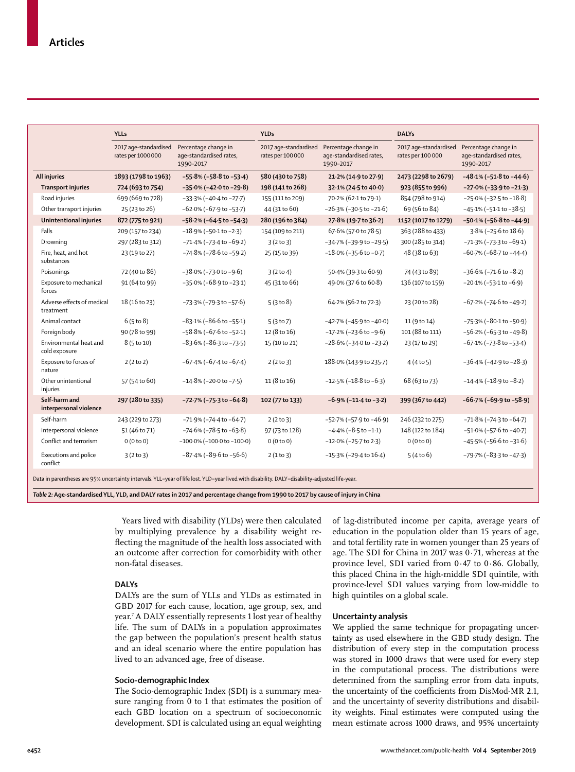| | YLLs | | YLDs | | DALYs | |
|---|---|---|---|---|---|---|
| | 2017 age-standardised rates per 1000 000 | Percentage change in age-standardised rates, 1990–2017 | 2017 age-standardised rates per 100 000 | Percentage change in age-standardised rates, 1990–2017 | 2017 age-standardised rates per 100 000 | Percentage change in age-standardised rates, 1990–2017 |
| **All injuries** | **1893 (1798 to 1963)** | **−55·8% (−58·8 to −53·4)** | **580 (430 to 758)** | **21·2% (14·9 to 27·9)** | **2473 (2298 to 2679)** | **−48·1% (−51·8 to −44·6)** |
| **Transport injuries** | **724 (693 to 754)** | **−35·0% (−42·0 to −29·8)** | **198 (141 to 268)** | **32·1% (24·5 to 40·0)** | **923 (855 to 996)** | **−27·0% (−33·9 to −21·3)** |
| Road injuries | 699 (669 to 728) | −33·3% (−40·4 to −27·7) | 155 (111 to 209) | 70·2% (62·1 to 79·1) | 854 (798 to 914) | −25·0% (−32·5 to −18·8) |
| Other transport injuries | 25 (23 to 26) | −62·0% (−67·9 to −53·7) | 44 (31 to 60) | −26·3% (−30·5 to −21·6) | 69 (56 to 84) | −45·1% (−51·1 to −38·5) |
| **Unintentional injuries** | **872 (775 to 921)** | **−58·2% (−64·5 to −54·3)** | **280 (196 to 384)** | **27·8% (19·7 to 36·2)** | **1152 (1017 to 1279)** | **−50·1% (−56·8 to −44·9)** |
| Falls | 209 (157 to 234) | −18·9% (−50·1 to −2·3) | 154 (109 to 211) | 67·6% (57·0 to 78·5) | 363 (288 to 433) | 3·8% (−25·6 to 18·6) |
| Drowning | 297 (283 to 312) | −71·4% (−73·4 to −69·2) | 3 (2 to 3) | −34·7% (−39·9 to −29·5) | 300 (285 to 314) | −71·3% (−73·3 to −69·1) |
| Fire, heat, and hot substances | 23 (19 to 27) | −74·8% (−78·6 to −59·2) | 25 (15 to 39) | −18·0% (−35·6 to −0·7) | 48 (38 to 63) | −60·7% (−68·7 to −44·4) |
| Poisonings | 72 (40 to 86) | −38·0% (−73·0 to −9·6) | 3 (2 to 4) | 50·4% (39·3 to 60·9) | 74 (43 to 89) | −36·6% (−71·6 to −8·2) |
| Exposure to mechanical forces | 91 (64 to 99) | −35·0% (−68·9 to −23·1) | 45 (31 to 66) | 49·0% (37·6 to 60·8) | 136 (107 to 159) | −20·1% (−53·1 to −6·9) |
| Adverse effects of medical treatment | 18 (16 to 23) | −73·3% (−79·3 to −57·6) | 5 (3 to 8) | 64·2% (56·2 to 72·3) | 23 (20 to 28) | −67·2% (−74·6 to −49·2) |
| Animal contact | 6 (5 to 8) | −83·1% (−86·6 to −55·1) | 5 (3 to 7) | −42·7% (−45·9 to −40·0) | 11 (9 to 14) | −75·3% (−80·1 to −50·9) |
| Foreign body | 90 (78 to 99) | −58·8% (−67·6 to −52·1) | 12 (8 to 16) | −17·2% (−23·6 to −9·6) | 101 (88 to 111) | −56·2% (−65·3 to −49·8) |
| Environmental heat and cold exposure | 8 (5 to 10) | −83·6% (−86·3 to −73·5) | 15 (10 to 21) | −28·6% (−34·0 to −23·2) | 23 (17 to 29) | −67·1% (−73·8 to −53·4) |
| Exposure to forces of nature | 2 (2 to 2) | −67·4% (−67·4 to −67·4) | 2 (2 to 3) | 188·0% (143·9 to 235·7) | 4 (4 to 5) | −36·4% (−42·9 to −28·3) |
| Other unintentional injuries | 57 (54 to 60) | −14·8% (−20·0 to −7·5) | 11 (8 to 16) | −12·5% (−18·8 to −6·3) | 68 (63 to 73) | −14·4% (−18·9 to −8·2) |
| **Self-harm and interpersonal violence** | **297 (280 to 335)** | **−72·7% (−75·3 to −64·8)** | **102 (77 to 133)** | **−6·9% (−11·4 to −3·2)** | **399 (367 to 442)** | **−66·7% (−69·9 to −58·9)** |
| Self-harm | 243 (229 to 273) | −71·9% (−74·4 to −64·7) | 2 (2 to 3) | −52·7% (−57·9 to −46·9) | 246 (232 to 275) | −71·8% (−74·3 to −64·7) |
| Interpersonal violence | 51 (46 to 71) | −74·6% (−78·5 to −63·8) | 97 (73 to 128) | −4·4% (−8·5 to −1·1) | 148 (122 to 184) | −51·0% (−57·6 to −40·7) |
| Conflict and terrorism | 0 (0 to 0) | −100·0% (−100·0 to −100·0) | 0 (0 to 0) | −12·0% (−25·7 to 2·3) | 0 (0 to 0) | −45·5% (−56·6 to −31·6) |
| Executions and police conflict | 3 (2 to 3) | −87·4% (−89·6 to −56·6) | 2 (1 to 3) | −15·3% (−29·4 to 16·4) | 5 (4 to 6) | −79·7% (−83·3 to −47·3) |

Data in parentheses are 95% uncertainty intervals. YLL=year of life lost. YLD=year lived with disability. DALY=disability-adjusted life-year.

*Table 2:* **Age-standardised YLL, YLD, and DALY rates in 2017 and percentage change from 1990 to 2017 by cause of injury in China**

Years lived with disability (YLDs) were then calculated by multiplying prevalence by a disability weight reflecting the magnitude of the health loss associated with an outcome after correction for comorbidity with other non-fatal diseases.

### DALYs

DALYs are the sum of YLLs and YLDs as estimated in GBD 2017 for each cause, location, age group, sex, and year.[7] A DALY essentially represents 1 lost year of healthy life. The sum of DALYs in a population approximates the gap between the population's present health status and an ideal scenario where the entire population has lived to an advanced age, free of disease.

### Socio-demographic Index

The Socio-demographic Index (SDI) is a summary measure ranging from 0 to 1 that estimates the position of each GBD location on a spectrum of socioeconomic development. SDI is calculated using an equal weighting of lag-distributed income per capita, average years of education in the population older than 15 years of age, and total fertility rate in women younger than 25 years of age. The SDI for China in 2017 was 0·71, whereas at the province level, SDI varied from 0·47 to 0·86. Globally, this placed China in the high-middle SDI quintile, with province-level SDI values varying from low-middle to high quintiles on a global scale.

### Uncertainty analysis

We applied the same technique for propagating uncertainty as used elsewhere in the GBD study design. The distribution of every step in the computation process was stored in 1000 draws that were used for every step in the computational process. The distributions were determined from the sampling error from data inputs, the uncertainty of the coefficients from DisMod-MR 2.1, and the uncertainty of severity distributions and disability weights. Final estimates were computed using the mean estimate across 1000 draws, and 95% uncertainty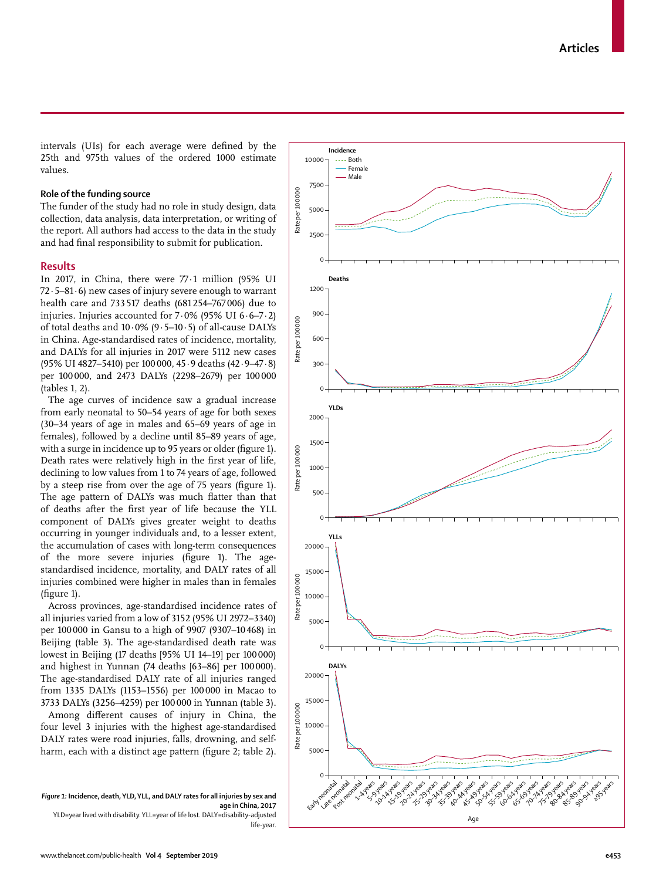intervals (UIs) for each average were defined by the 25th and 975th values of the ordered 1000 estimate values.

### Role of the funding source

The funder of the study had no role in study design, data collection, data analysis, data interpretation, or writing of the report. All authors had access to the data in the study and had final responsibility to submit for publication.

## Results

In 2017, in China, there were 77·1 million (95% UI 72·5–81·6) new cases of injury severe enough to warrant health care and 733 517 deaths (681 254–767 006) due to injuries. Injuries accounted for 7·0% (95% UI 6·6–7·2) of total deaths and 10·0% (9·5–10·5) of all-cause DALYs in China. Age-standardised rates of incidence, mortality, and DALYs for all injuries in 2017 were 5112 new cases (95% UI 4827–5410) per 100 000, 45·9 deaths (42·9–47·8) per 100 000, and 2473 DALYs (2298–2679) per 100 000 (tables 1, 2).

The age curves of incidence saw a gradual increase from early neonatal to 50–54 years of age for both sexes (30–34 years of age in males and 65–69 years of age in females), followed by a decline until 85–89 years of age, with a surge in incidence up to 95 years or older (figure 1). Death rates were relatively high in the first year of life, declining to low values from 1 to 74 years of age, followed by a steep rise from over the age of 75 years (figure 1). The age pattern of DALYs was much flatter than that of deaths after the first year of life because the YLL component of DALYs gives greater weight to deaths occurring in younger individuals and, to a lesser extent, the accumulation of cases with long-term consequences of the more severe injuries (figure 1). The age-standardised incidence, mortality, and DALY rates of all injuries combined were higher in males than in females (figure 1).

Across provinces, age-standardised incidence rates of all injuries varied from a low of 3152 (95% UI 2972–3340) per 100 000 in Gansu to a high of 9907 (9307–10 468) in Beijing (table 3). The age-standardised death rate was lowest in Beijing (17 deaths [95% UI 14–19] per 100 000) and highest in Yunnan (74 deaths [63–86] per 100 000). The age-standardised DALY rate of all injuries ranged from 1335 DALYs (1153–1556) per 100 000 in Macao to 3733 DALYs (3256–4259) per 100 000 in Yunnan (table 3).

Among different causes of injury in China, the four level 3 injuries with the highest age-standardised DALY rates were road injuries, falls, drowning, and self-harm, each with a distinct age pattern (figure 2; table 2).

*Figure 1:* **Incidence, death, YLD, YLL, and DALY rates for all injuries by sex and age in China, 2017**
YLD=year lived with disability. YLL=year of life lost. DALY=disability-adjusted life-year.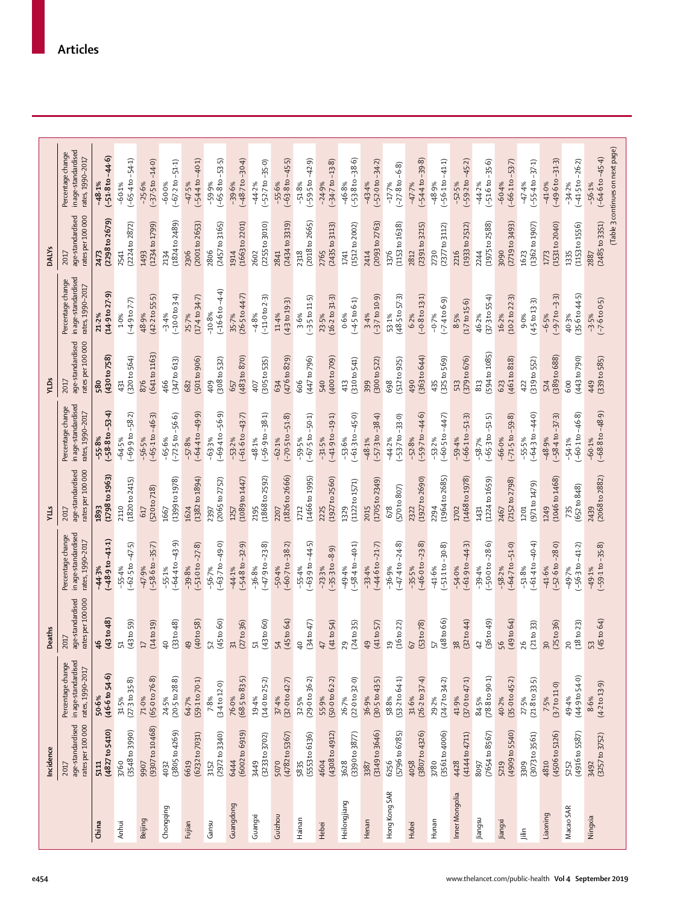| | Incidence | | Deaths | | YLLs | | YLDs | | DALYs | |
|---|---|---|---|---|---|---|---|---|---|---|
| | 2017 age-standardised rates per 100 000 | Percentage change in age-standardised rates, 1990–2017 | 2017 age-standardised rates per 100 000 | Percentage change in age-standardised rates, 1990–2017 | 2017 age-standardised rates per 100 000 | Percentage change in age-standardised rates, 1990–2017 | 2017 age-standardised rates per 100 000 | Percentage change in age-standardised rates, 1990–2017 | 2017 age-standardised rates per 100 000 | Percentage change in age-standardised rates, 1990–2017 |
| **China** | **5111 (4827 to 5410)** | **50·6% (46·6 to 54·6)** | **46 (43 to 48)** | **–44·3% (–48·9 to –41·1)** | **1893 (1798 to 1963)** | **–55·8% (–58·8 to –53·4)** | **580 (430 to 758)** | **21·2% (14·9 to 27·9)** | **2473 (2298 to 2679)** | **–48·1% (–51·8 to –44·6)** |
| Anhui | 3760 (3548 to 3990) | 31·5% (27·3 to 35·8) | 51 (43 to 59) | –55·4% (–62·5 to –47·5) | 2110 (1820 to 2415) | –64·5% (–69·9 to –58·2) | 431 (320 to 564) | 1·0% (–4·9 to 7·7) | 2541 (2224 to 2872) | –60·1% (–65·4 to –54·1) |
| Beijing | 9907 (9307 to 10 468) | 71·0% (65·0 to 76·8) | 17 (14 to 19) | –47·9% (–58·6 to –35·7) | 617 (520 to 718) | –56·5% (–65·1 to –46·3) | 876 (641 to 1163) | 48·9% (42·2 to 55·5) | 1493 (1234 to 1799) | –25·6% (–37·5 to –14·0) |
| Chongqing | 4032 (3805 to 4269) | 24·5% (20·5 to 28·8) | 40 (33 to 48) | –55·1% (–64·4 to –43·9) | 1667 (1399 to 1978) | –65·6% (–72·5 to –56·6) | 466 (347 to 613) | –3·4% (–10·0 to 3·4) | 2134 (1824 to 2489) | –60·0% (–67·2 to –51·1) |
| Fujian | 6619 (6232 to 7031) | 64·7% (59·1 to 70·1) | 49 (40 to 58) | –39·8% (–51·0 to –27·8) | 1624 (1382 to 1894) | –57·8% (–64·4 to –49·9) | 682 (501 to 906) | 25·7% (17·4 to 34·7) | 2306 (2001 to 2653) | –47·5% (–54·4 to –40·1) |
| Gansu | 3152 (2972 to 3340) | 7·8% (3·4 to 12·0) | 52 (45 to 60) | –56·7% (–63·7 to –49·0) | 2397 (2065 to 2752) | –63·3% (–69·4 to –56·9) | 409 (308 to 532) | –10·8% (–16·6 to –4·4) | 2806 (2457 to 3165) | –59·9% (–65·8 to –53·5) |
| Guangdong | 6444 (6002 to 6919) | 76·0% (68·5 to 83·5) | 31 (27 to 36) | –44·1% (–54·8 to –32·9) | 1257 (1089 to 1447) | –53·2% (–61·6 to –43·7) | 657 (483 to 870) | 35·7% (26·5 to 44·7) | 1914 (1663 to 2201) | –39·6% (–48·7 to –30·4) |
| Guangxi | 3449 (3233 to 3702) | 19·4% (14·0 to 25·2) | 51 (43 to 60) | –36·8% (–47·9 to –23·8) | 2195 (1868 to 2592) | –48·1% (–56·9 to –38·1) | 407 (305 to 535) | –4·8% (–11·0 to 2·3) | 2602 (2255 to 3010) | –44·2% (–52·7 to –35·0) |
| Guizhou | 5070 (4782 to 5367) | 37·4% (32·0 to 42·7) | 54 (45 to 64) | –50·4% (–60·7 to –38·2) | 2207 (1826 to 2666) | –62·1% (–70·5 to –51·8) | 634 (476 to 829) | 11·4% (4·3 to 19·3) | 2841 (2434 to 3319) | –55·6% (–63·8 to –45·5) |
| Hainan | 5835 (5553 to 6136) | 32·5% (29·0 to 36·2) | 40 (34 to 47) | –55·4% (–63·9 to –44·5) | 1712 (1466 to 1995) | –59·5% (–67·5 to –50·1) | 606 (447 to 796) | 3·6% (–3·5 to 11·5) | 2318 (2018 to 2665) | –51·8% (–59·5 to –42·9) |
| Hebei | 4604 (4308 to 4912) | 55·9% (50·0 to 62·2) | 47 (41 to 54) | –23·3% (–35·3 to –8·9) | 2225 (1927 to 2560) | –31·5% (–41·9 to –19·1) | 540 (400 to 709) | 23·5% (16·2 to 31·3) | 2765 (2435 to 3113) | –24·9% (–34·7 to –13·8) |
| Heilongjiang | 3628 (3390 to 3877) | 26·7% (22·0 to 32·0) | 29 (24 to 35) | –49·4% (–58·4 to –40·1) | 1329 (1122 to 1571) | –53·6% (–61·3 to –45·0) | 413 (310 to 541) | 0·6% (–4·5 to 6·1) | 1741 (1512 to 2002) | –46·8% (–53·8 to –38·6) |
| Henan | 3387 (3149 to 3646) | 36·9% (30·5 to 43·5) | 49 (41 to 57) | –33·4% (–44·6 to –21·7) | 2015 (1705 to 2349) | –48·1% (–57·3 to –38·4) | 399 (300 to 522) | 3·4% (–3·7 to 10·9) | 2414 (2093 to 2763) | –43·4% (–52·0 to –34·2) |
| Hong Kong SAR | 6256 (5796 to 6785) | 58·8% (53·2 to 64·1) | 19 (16 to 22) | –36·9% (–47·4 to –24·8) | 678 (570 to 807) | –44·2% (–53·7 to –33·0) | 698 (512 to 925) | 53·1% (48·5 to 57·3) | 1376 (1153 to 1638) | –17·7% (–27·8 to –6·8) |
| Hubei | 4058 (3807 to 4326) | 31·6% (26·2 to 37·4) | 67 (53 to 78) | –35·5% (–46·0 to –23·8) | 2322 (1927 to 2690) | –52·8% (–59·7 to –44·6) | 490 (363 to 644) | 6·2% (–0·8 to 13·1) | 2812 (2391 to 3215) | –47·7% (–54·4 to –39·8) |
| Hunan | 3780 (3561 to 4006) | 29·2% (24·7 to 34·2) | 57 (48 to 66) | –41·6% (–51·1 to –30·8) | 2294 (1964 to 2685) | –53·2% (–60·5 to –44·7) | 435 (325 to 569) | –0·7% (–7·4 to 6·9) | 2730 (2377 to 3112) | –48·9% (–56·1 to –41·1) |
| Inner Mongolia | 4428 (4144 to 4711) | 41·9% (37·0 to 47·1) | 38 (32 to 44) | –54·0% (–61·9 to –44·3) | 1702 (1468 to 1978) | –59·4% (–66·1 to –51·3) | 513 (379 to 676) | 8·5% (1·7 to 15·6) | 2216 (1933 to 2512) | –52·5% (–59·2 to –45·2) |
| Jiangsu | 8097 (7654 to 8567) | 84·5% (78·8 to 90·1) | 42 (36 to 49) | –39·4% (–50·0 to –28·6) | 1431 (1224 to 1659) | –58·7% (–65·3 to –51·5) | 813 (594 to 1085) | 46·2% (37·3 to 55·4) | 2244 (1975 to 2588) | –44·2% (–51·6 to –35·6) |
| Jiangxi | 5219 (4909 to 5540) | 40·2% (35·0 to 45·2) | 56 (49 to 64) | –58·2% (–64·7 to –51·0) | 2467 (2152 to 2798) | –66·0% (–71·5 to –59·8) | 623 (461 to 818) | 16·2% (10·2 to 22·3) | 3090 (2719 to 3493) | –60·4% (–66·1 to –53·7) |
| Jilin | 3309 (3073 to 3561) | 27·5% (21·8 to 33·5) | 26 (21 to 33) | –51·8% (–61·4 to –40·4) | 1201 (971 to 1479) | –55·5% (–64·3 to –44·0) | 422 (319 to 552) | 9·0% (4·5 to 13·3) | 1623 (1362 to 1907) | –47·4% (–55·4 to –37·1) |
| Liaoning | 4810 (4506 to 5126) | 7·5% (3·7 to 11·0) | 30 (25 to 36) | –41·6% (–52·6 to –28·0) | 1249 (1046 to 1468) | –48·9% (–58·4 to –37·3) | 524 (389 to 688) | –6·5% (–9·7 to –3·3) | 1773 (1531 to 2040) | –41·0% (–49·6 to –31·3) |
| Macao SAR | 5252 (4916 to 5587) | 49·4% (44·9 to 54·0) | 20 (18 to 23) | –49·7% (–56·3 to –41·2) | 735 (652 to 848) | –54·1% (–60·1 to –46·8) | 600 (443 to 790) | 40·3% (35·6 to 44·5) | 1335 (1153 to 1556) | –34·2% (–41·5 to –26·2) |
| Ningxia | 3492 (3257 to 3752) | 8·6% (4·2 to 13·9) | 53 (45 to 64) | –49·1% (–59·1 to –35·8) | 2439 (2068 to 2882) | –60·1% (–68·8 to –48·9) | 449 (339 to 585) | –3·5% (–7·6 to 0·5) | 2887 (2485 to 3351) | –56·1% (–64·6 to –45·4) |

(Table 3 continues on next page)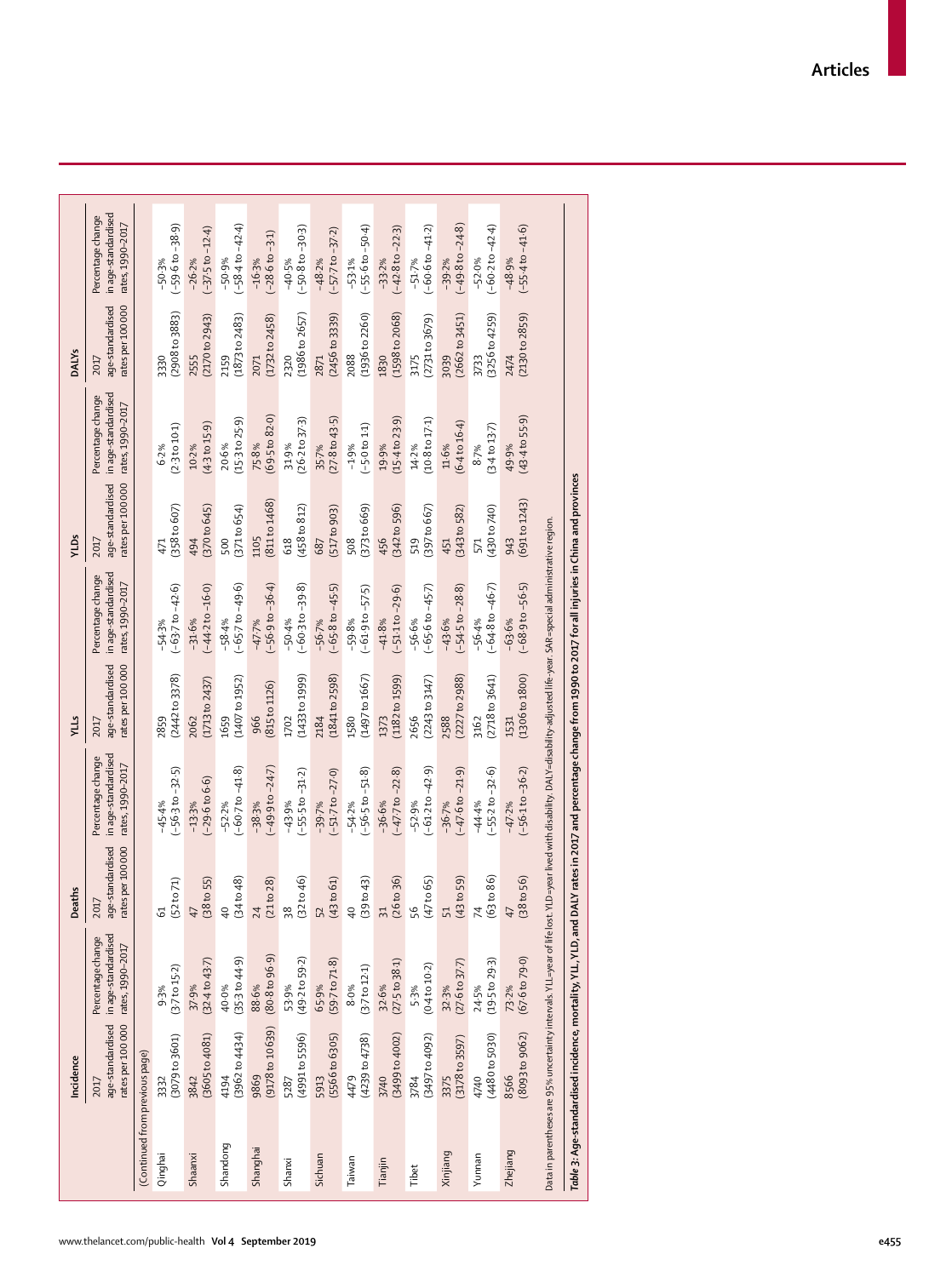| | Incidence | | Deaths | | YLLs | | YLDs | | DALYs | |
|---|---|---|---|---|---|---|---|---|---|---|
| | 2017 age-standardised rates per 100 000 | Percentage change in age-standardised rates, 1990–2017 | 2017 age-standardised rates per 100 000 | Percentage change in age-standardised rates, 1990–2017 | 2017 age-standardised rates per 100 000 | Percentage change in age-standardised rates, 1990–2017 | 2017 age-standardised rates per 100 000 | Percentage change in age-standardised rates, 1990–2017 | 2017 age-standardised rates per 100 000 | Percentage change in age-standardised rates, 1990–2017 |
| (Continued from previous page) | | | | | | | | | | |
| Qinghai | 3332 (3079 to 3601) | 9·3% (3·7 to 15·2) | 61 (52 to 71) | −45·4% (−56·3 to −32·5) | 2859 (2442 to 3378) | −54·3% (−63·7 to −42·6) | 471 (358 to 607) | 6·2% (2·3 to 10·1) | 3330 (2908 to 3883) | −50·3% (−59·6 to −38·9) |
| Shaanxi | 3842 (3605 to 4081) | 37·9% (32·4 to 43·7) | 47 (38 to 55) | −13·3% (−29·6 to 6·6) | 2062 (1713 to 2437) | −31·6% (−44·2 to −16·0) | 494 (370 to 645) | 10·2% (4·3 to 15·9) | 2555 (2170 to 2943) | −26·2% (−37·5 to −12·4) |
| Shandong | 4194 (3962 to 4434) | 40·0% (35·3 to 44·9) | 40 (34 to 48) | −52·2% (−60·7 to −41·8) | 1659 (1407 to 1952) | −58·4% (−65·7 to −49·6) | 500 (371 to 654) | 20·6% (15·3 to 25·9) | 2159 (1873 to 2483) | −50·9% (−58·4 to −42·4) |
| Shanghai | 9869 (9178 to 10 639) | 88·6% (80·8 to 96·9) | 24 (21 to 28) | −38·3% (−49·9 to −24·7) | 966 (815 to 1126) | −47·7% (−56·9 to −36·4) | 1105 (811 to 1468) | 75·8% (69·5 to 82·0) | 2071 (1732 to 2458) | −16·3% (−28·6 to −3·1) |
| Shanxi | 5287 (4991 to 5596) | 53·9% (49·2 to 59·2) | 38 (32 to 46) | −43·9% (−55·5 to −31·2) | 1702 (1433 to 1999) | −50·4% (−60·3 to −39·8) | 618 (458 to 812) | 31·9% (26·2 to 37·3) | 2320 (1986 to 2657) | −40·5% (−50·8 to −30·3) |
| Sichuan | 5913 (5566 to 6305) | 65·9% (59·7 to 71·8) | 52 (43 to 61) | −39·7% (−51·7 to −27·0) | 2184 (1841 to 2598) | −56·7% (−65·8 to −45·5) | 687 (517 to 903) | 35·7% (27·8 to 43·5) | 2871 (2456 to 3339) | −48·2% (−57·7 to −37·2) |
| Taiwan | 4479 (4239 to 4738) | 8·0% (3·7 to 12·1) | 40 (39 to 43) | −54·2% (−56·5 to −51·8) | 1580 (1497 to 1667) | −59·8% (−61·9 to −57·5) | 508 (373 to 669) | −1·9% (−5·0 to 1·1) | 2088 (1936 to 2260) | −53·1% (−55·6 to −50·4) |
| Tianjin | 3740 (3499 to 4002) | 32·6% (27·5 to 38·1) | 31 (26 to 36) | −36·6% (−47·7 to −22·8) | 1373 (1182 to 1599) | −41·8% (−51·1 to −29·6) | 456 (342 to 596) | 19·9% (15·4 to 23·9) | 1830 (1598 to 2068) | −33·2% (−42·8 to −22·3) |
| Tibet | 3784 (3497 to 4092) | 5·3% (0·4 to 10·2) | 56 (47 to 65) | −52·9% (−61·2 to −42·9) | 2656 (2243 to 3147) | −56·6% (−65·6 to −45·7) | 519 (397 to 667) | 14·2% (10·8 to 17·1) | 3175 (2731 to 3679) | −51·7% (−60·6 to −41·2) |
| Xinjiang | 3375 (3178 to 3597) | 32·3% (27·6 to 37·7) | 51 (43 to 59) | −36·7% (−47·6 to −21·9) | 2588 (2227 to 2988) | −43·6% (−54·5 to −28·8) | 451 (343 to 582) | 11·6% (6·4 to 16·4) | 3039 (2662 to 3451) | −39·2% (−49·8 to −24·8) |
| Yunnan | 4740 (4480 to 5030) | 24·5% (19·5 to 29·3) | 74 (63 to 86) | −44·4% (−55·2 to −32·6) | 3162 (2718 to 3641) | −56·4% (−64·8 to −46·7) | 571 (430 to 740) | 8·7% (3·4 to 13·7) | 3733 (3256 to 4259) | −52·0% (−60·2 to −42·4) |
| Zhejiang | 8566 (8093 to 9062) | 73·2% (67·6 to 79·0) | 47 (38 to 56) | −47·2% (−56·1 to −36·2) | 1531 (1306 to 1800) | −63·6% (−68·9 to −56·5) | 943 (691 to 1243) | 49·9% (43·4 to 55·9) | 2474 (2130 to 2859) | −48·9% (−55·4 to −41·6) |

Data in parentheses are 95% uncertainty intervals. YLL=year of life lost. YLD=year lived with disability. DALY=disability-adjusted life-year. SAR=special administrative region.

*Table 3:* **Age-standardised incidence, mortality, YLL, YLD, and DALY rates in 2017 and percentage change from 1990 to 2017 for all injuries in China and provinces**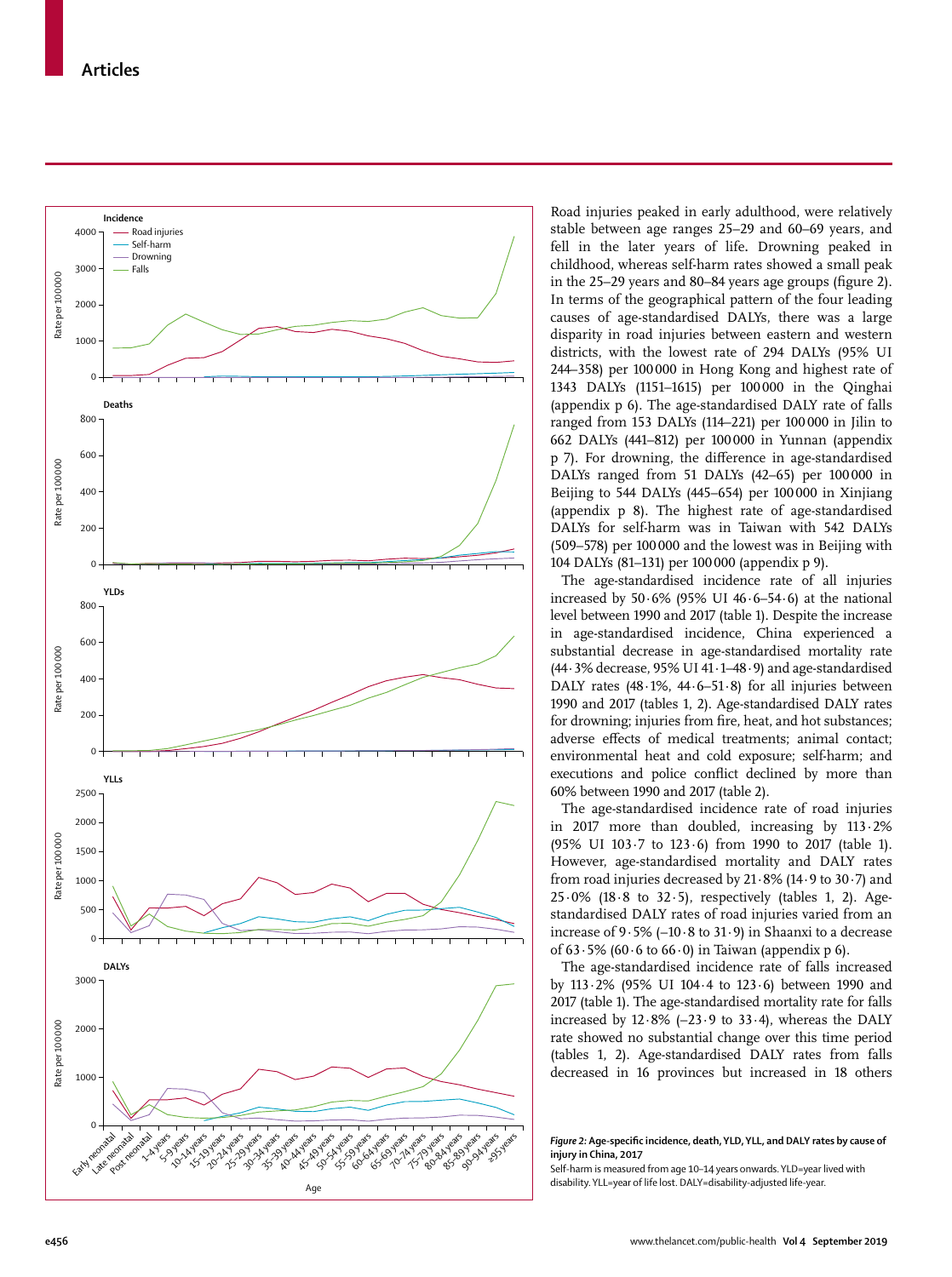Road injuries peaked in early adulthood, were relatively stable between age ranges 25–29 and 60–69 years, and fell in the later years of life. Drowning peaked in childhood, whereas self-harm rates showed a small peak in the 25–29 years and 80–84 years age groups (figure 2). In terms of the geographical pattern of the four leading causes of age-standardised DALYs, there was a large disparity in road injuries between eastern and western districts, with the lowest rate of 294 DALYs (95% UI 244–358) per 100 000 in Hong Kong and highest rate of 1343 DALYs (1151–1615) per 100 000 in the Qinghai (appendix p 6). The age-standardised DALY rate of falls ranged from 153 DALYs (114–221) per 100 000 in Jilin to 662 DALYs (441–812) per 100 000 in Yunnan (appendix p 7). For drowning, the difference in age-standardised DALYs ranged from 51 DALYs (42–65) per 100 000 in Beijing to 544 DALYs (445–654) per 100 000 in Xinjiang (appendix p 8). The highest rate of age-standardised DALYs for self-harm was in Taiwan with 542 DALYs (509–578) per 100 000 and the lowest was in Beijing with 104 DALYs (81–131) per 100 000 (appendix p 9).

The age-standardised incidence rate of all injuries increased by 50·6% (95% UI 46·6–54·6) at the national level between 1990 and 2017 (table 1). Despite the increase in age-standardised incidence, China experienced a substantial decrease in age-standardised mortality rate (44·3% decrease, 95% UI 41·1–48·9) and age-standardised DALY rates (48·1%, 44·6–51·8) for all injuries between 1990 and 2017 (tables 1, 2). Age-standardised DALY rates for drowning; injuries from fire, heat, and hot substances; adverse effects of medical treatments; animal contact; environmental heat and cold exposure; self-harm; and executions and police conflict declined by more than 60% between 1990 and 2017 (table 2).

The age-standardised incidence rate of road injuries in 2017 more than doubled, increasing by 113·2% (95% UI 103·7 to 123·6) from 1990 to 2017 (table 1). However, age-standardised mortality and DALY rates from road injuries decreased by 21·8% (14·9 to 30·7) and 25·0% (18·8 to 32·5), respectively (tables 1, 2). Age-standardised DALY rates of road injuries varied from an increase of 9·5% (–10·8 to 31·9) in Shaanxi to a decrease of 63·5% (60·6 to 66·0) in Taiwan (appendix p 6).

The age-standardised incidence rate of falls increased by 113·2% (95% UI 104·4 to 123·6) between 1990 and 2017 (table 1). The age-standardised mortality rate for falls increased by 12·8% (–23·9 to 33·4), whereas the DALY rate showed no substantial change over this time period (tables 1, 2). Age-standardised DALY rates from falls decreased in 16 provinces but increased in 18 others

**Figure 2: Age-specific incidence, death, YLD, YLL, and DALY rates by cause of injury in China, 2017**

Self-harm is measured from age 10–14 years onwards. YLD=year lived with disability. YLL=year of life lost. DALY=disability-adjusted life-year.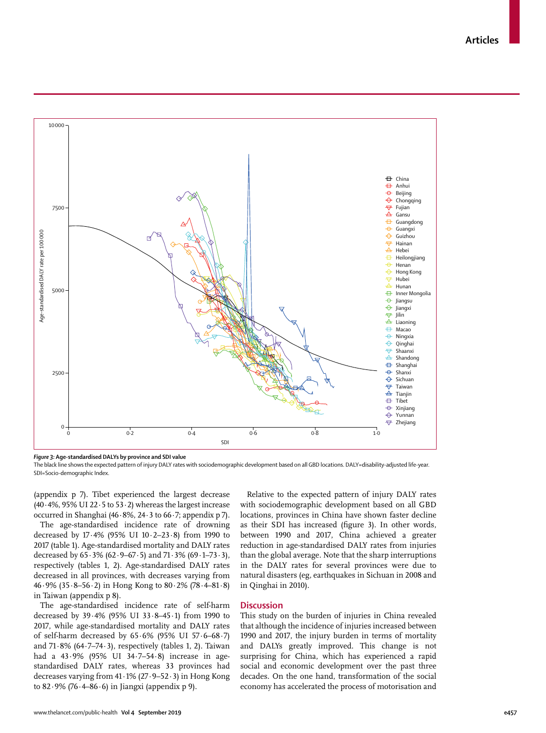*Figure 3:* **Age-standardised DALYs by province and SDI value**

The black line shows the expected pattern of injury DALY rates with sociodemographic development based on all GBD locations. DALY=disability-adjusted life-year. SDI=Socio-demographic Index.

(appendix p 7). Tibet experienced the largest decrease (40·4%, 95% UI 22·5 to 53·2) whereas the largest increase occurred in Shanghai (46·8%, 24·3 to 66·7; appendix p 7).

The age-standardised incidence rate of drowning decreased by 17·4% (95% UI 10·2–23·8) from 1990 to 2017 (table 1). Age-standardised mortality and DALY rates decreased by 65·3% (62·9–67·5) and 71·3% (69·1–73·3), respectively (tables 1, 2). Age-standardised DALY rates decreased in all provinces, with decreases varying from 46·9% (35·8–56·2) in Hong Kong to 80·2% (78·4–81·8) in Taiwan (appendix p 8).

The age-standardised incidence rate of self-harm decreased by 39·4% (95% UI 33·8–45·1) from 1990 to 2017, while age-standardised mortality and DALY rates of self-harm decreased by 65·6% (95% UI 57·6–68·7) and 71·8% (64·7–74·3), respectively (tables 1, 2). Taiwan had a 43·9% (95% UI 34·7–54·8) increase in age-standardised DALY rates, whereas 33 provinces had decreases varying from 41·1% (27·9–52·3) in Hong Kong to 82·9% (76·4–86·6) in Jiangxi (appendix p 9).

Relative to the expected pattern of injury DALY rates with sociodemographic development based on all GBD locations, provinces in China have shown faster decline as their SDI has increased (figure 3). In other words, between 1990 and 2017, China achieved a greater reduction in age-standardised DALY rates from injuries than the global average. Note that the sharp interruptions in the DALY rates for several provinces were due to natural disasters (eg, earthquakes in Sichuan in 2008 and in Qinghai in 2010).

## Discussion

This study on the burden of injuries in China revealed that although the incidence of injuries increased between 1990 and 2017, the injury burden in terms of mortality and DALYs greatly improved. This change is not surprising for China, which has experienced a rapid social and economic development over the past three decades. On the one hand, transformation of the social economy has accelerated the process of motorisation and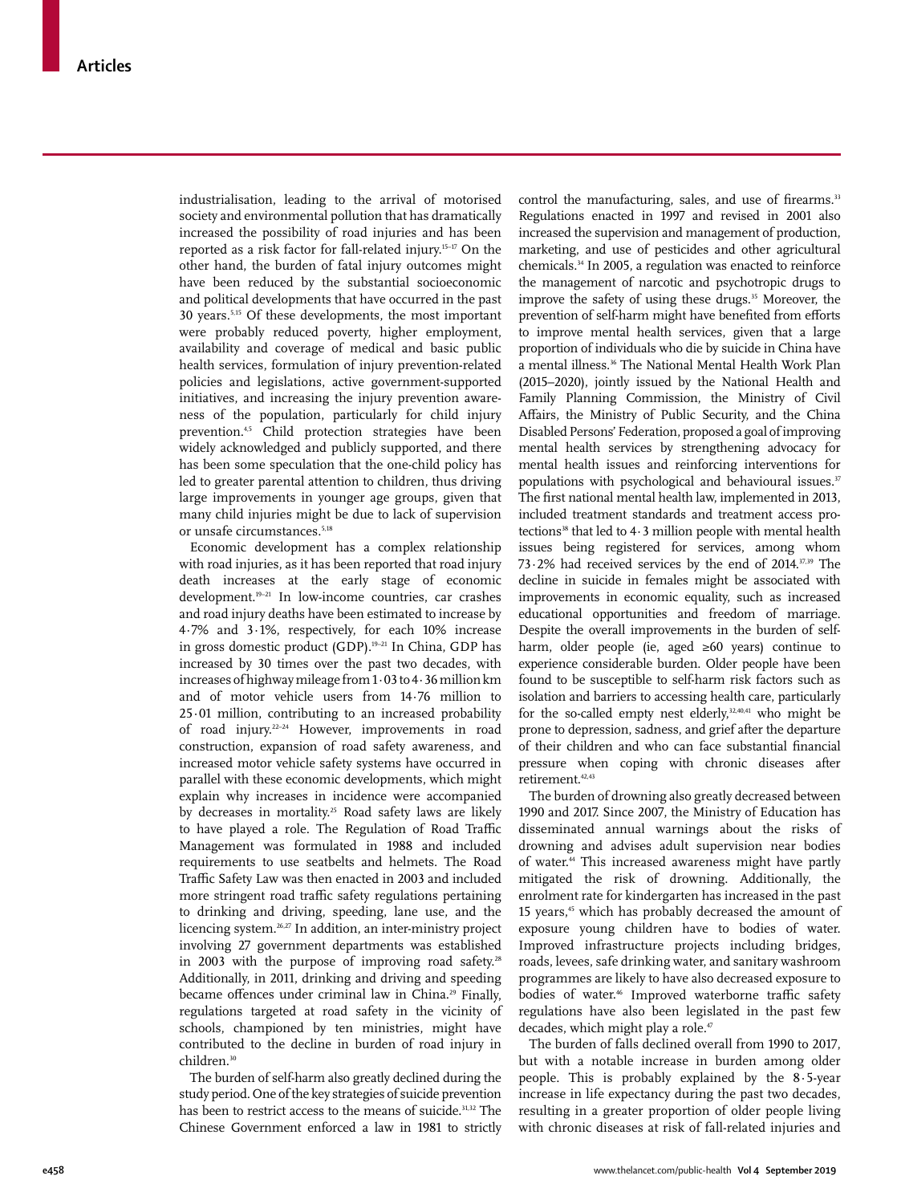industrialisation, leading to the arrival of motorised society and environmental pollution that has dramatically increased the possibility of road injuries and has been reported as a risk factor for fall-related injury.[15–17] On the other hand, the burden of fatal injury outcomes might have been reduced by the substantial socioeconomic and political developments that have occurred in the past 30 years.[5,15] Of these developments, the most important were probably reduced poverty, higher employment, availability and coverage of medical and basic public health services, formulation of injury prevention-related policies and legislations, active government-supported initiatives, and increasing the injury prevention awareness of the population, particularly for child injury prevention.[4,5] Child protection strategies have been widely acknowledged and publicly supported, and there has been some speculation that the one-child policy has led to greater parental attention to children, thus driving large improvements in younger age groups, given that many child injuries might be due to lack of supervision or unsafe circumstances.[5,18]

Economic development has a complex relationship with road injuries, as it has been reported that road injury death increases at the early stage of economic development.[19–21] In low-income countries, car crashes and road injury deaths have been estimated to increase by 4·7% and 3·1%, respectively, for each 10% increase in gross domestic product (GDP).[19–21] In China, GDP has increased by 30 times over the past two decades, with increases of highway mileage from 1·03 to 4·36 million km and of motor vehicle users from 14·76 million to 25·01 million, contributing to an increased probability of road injury.[22–24] However, improvements in road construction, expansion of road safety awareness, and increased motor vehicle safety systems have occurred in parallel with these economic developments, which might explain why increases in incidence were accompanied by decreases in mortality.[25] Road safety laws are likely to have played a role. The Regulation of Road Traffic Management was formulated in 1988 and included requirements to use seatbelts and helmets. The Road Traffic Safety Law was then enacted in 2003 and included more stringent road traffic safety regulations pertaining to drinking and driving, speeding, lane use, and the licencing system.[26,27] In addition, an inter-ministry project involving 27 government departments was established in 2003 with the purpose of improving road safety.[28] Additionally, in 2011, drinking and driving and speeding became offences under criminal law in China.[29] Finally, regulations targeted at road safety in the vicinity of schools, championed by ten ministries, might have contributed to the decline in burden of road injury in children.[30]

The burden of self-harm also greatly declined during the study period. One of the key strategies of suicide prevention has been to restrict access to the means of suicide.[31,32] The Chinese Government enforced a law in 1981 to strictly control the manufacturing, sales, and use of firearms.[33] Regulations enacted in 1997 and revised in 2001 also increased the supervision and management of production, marketing, and use of pesticides and other agricultural chemicals.[34] In 2005, a regulation was enacted to reinforce the management of narcotic and psychotropic drugs to improve the safety of using these drugs.[35] Moreover, the prevention of self-harm might have benefited from efforts to improve mental health services, given that a large proportion of individuals who die by suicide in China have a mental illness.[36] The National Mental Health Work Plan (2015–2020), jointly issued by the National Health and Family Planning Commission, the Ministry of Civil Affairs, the Ministry of Public Security, and the China Disabled Persons' Federation, proposed a goal of improving mental health services by strengthening advocacy for mental health issues and reinforcing interventions for populations with psychological and behavioural issues.[37] The first national mental health law, implemented in 2013, included treatment standards and treatment access protections[38] that led to 4·3 million people with mental health issues being registered for services, among whom 73·2% had received services by the end of 2014.[37,39] The decline in suicide in females might be associated with improvements in economic equality, such as increased educational opportunities and freedom of marriage. Despite the overall improvements in the burden of self-harm, older people (ie, aged ≥60 years) continue to experience considerable burden. Older people have been found to be susceptible to self-harm risk factors such as isolation and barriers to accessing health care, particularly for the so-called empty nest elderly,[32,40,41] who might be prone to depression, sadness, and grief after the departure of their children and who can face substantial financial pressure when coping with chronic diseases after retirement.[42,43]

The burden of drowning also greatly decreased between 1990 and 2017. Since 2007, the Ministry of Education has disseminated annual warnings about the risks of drowning and advises adult supervision near bodies of water.[44] This increased awareness might have partly mitigated the risk of drowning. Additionally, the enrolment rate for kindergarten has increased in the past 15 years,[45] which has probably decreased the amount of exposure young children have to bodies of water. Improved infrastructure projects including bridges, roads, levees, safe drinking water, and sanitary washroom programmes are likely to have also decreased exposure to bodies of water.[46] Improved waterborne traffic safety regulations have also been legislated in the past few decades, which might play a role.[47]

The burden of falls declined overall from 1990 to 2017, but with a notable increase in burden among older people. This is probably explained by the 8·5-year increase in life expectancy during the past two decades, resulting in a greater proportion of older people living with chronic diseases at risk of fall-related injuries and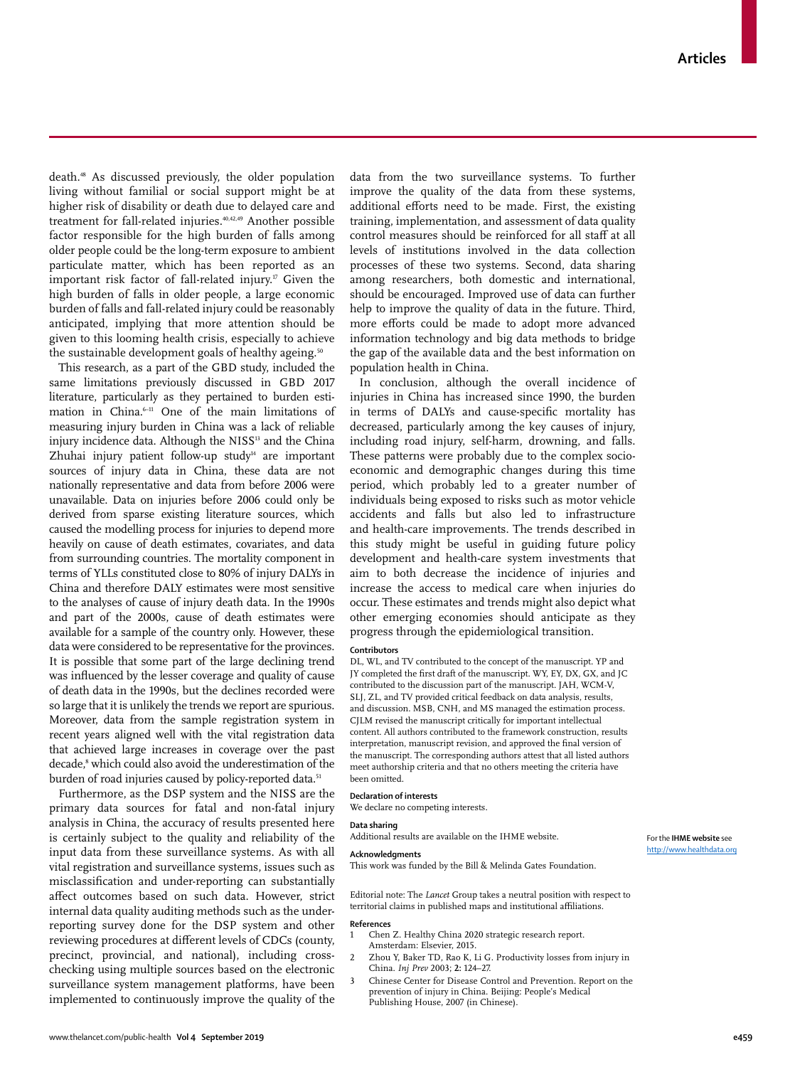death.[48] As discussed previously, the older population living without familial or social support might be at higher risk of disability or death due to delayed care and treatment for fall-related injuries.[40,42,49] Another possible factor responsible for the high burden of falls among older people could be the long-term exposure to ambient particulate matter, which has been reported as an important risk factor of fall-related injury.[17] Given the high burden of falls in older people, a large economic burden of falls and fall-related injury could be reasonably anticipated, implying that more attention should be given to this looming health crisis, especially to achieve the sustainable development goals of healthy ageing.[50]

This research, as a part of the GBD study, included the same limitations previously discussed in GBD 2017 literature, particularly as they pertained to burden estimation in China.[6–11] One of the main limitations of measuring injury burden in China was a lack of reliable injury incidence data. Although the NISS[13] and the China Zhuhai injury patient follow-up study[14] are important sources of injury data in China, these data are not nationally representative and data from before 2006 were unavailable. Data on injuries before 2006 could only be derived from sparse existing literature sources, which caused the modelling process for injuries to depend more heavily on cause of death estimates, covariates, and data from surrounding countries. The mortality component in terms of YLLs constituted close to 80% of injury DALYs in China and therefore DALY estimates were most sensitive to the analyses of cause of injury death data. In the 1990s and part of the 2000s, cause of death estimates were available for a sample of the country only. However, these data were considered to be representative for the provinces. It is possible that some part of the large declining trend was influenced by the lesser coverage and quality of cause of death data in the 1990s, but the declines recorded were so large that it is unlikely the trends we report are spurious. Moreover, data from the sample registration system in recent years aligned well with the vital registration data that achieved large increases in coverage over the past decade,[8] which could also avoid the underestimation of the burden of road injuries caused by policy-reported data.[51]

Furthermore, as the DSP system and the NISS are the primary data sources for fatal and non-fatal injury analysis in China, the accuracy of results presented here is certainly subject to the quality and reliability of the input data from these surveillance systems. As with all vital registration and surveillance systems, issues such as misclassification and under-reporting can substantially affect outcomes based on such data. However, strict internal data quality auditing methods such as the under-reporting survey done for the DSP system and other reviewing procedures at different levels of CDCs (county, precinct, provincial, and national), including cross-checking using multiple sources based on the electronic surveillance system management platforms, have been implemented to continuously improve the quality of the data from the two surveillance systems. To further improve the quality of the data from these systems, additional efforts need to be made. First, the existing training, implementation, and assessment of data quality control measures should be reinforced for all staff at all levels of institutions involved in the data collection processes of these two systems. Second, data sharing among researchers, both domestic and international, should be encouraged. Improved use of data can further help to improve the quality of data in the future. Third, more efforts could be made to adopt more advanced information technology and big data methods to bridge the gap of the available data and the best information on population health in China.

In conclusion, although the overall incidence of injuries in China has increased since 1990, the burden in terms of DALYs and cause-specific mortality has decreased, particularly among the key causes of injury, including road injury, self-harm, drowning, and falls. These patterns were probably due to the complex socio-economic and demographic changes during this time period, which probably led to a greater number of individuals being exposed to risks such as motor vehicle accidents and falls but also led to infrastructure and health-care improvements. The trends described in this study might be useful in guiding future policy development and health-care system investments that aim to both decrease the incidence of injuries and increase the access to medical care when injuries do occur. These estimates and trends might also depict what other emerging economies should anticipate as they progress through the epidemiological transition.

#### Contributors

DL, WL, and TV contributed to the concept of the manuscript. YP and JY completed the first draft of the manuscript. WY, EY, DX, GX, and JC contributed to the discussion part of the manuscript. JAH, WCM-V, SLJ, ZL, and TV provided critical feedback on data analysis, results, and discussion. MSB, CNH, and MS managed the estimation process. CJLM revised the manuscript critically for important intellectual content. All authors contributed to the framework construction, results interpretation, manuscript revision, and approved the final version of the manuscript. The corresponding authors attest that all listed authors meet authorship criteria and that no others meeting the criteria have been omitted.

#### Declaration of interests

We declare no competing interests.

#### Data sharing

Additional results are available on the IHME website.

For the **IHME website** see http://www.healthdata.org

#### Acknowledgments

This work was funded by the Bill & Melinda Gates Foundation.

Editorial note: The *Lancet* Group takes a neutral position with respect to territorial claims in published maps and institutional affiliations.

#### References

1. Chen Z. Healthy China 2020 strategic research report. Amsterdam: Elsevier, 2015.
2. Zhou Y, Baker TD, Rao K, Li G. Productivity losses from injury in China. *Inj Prev* 2003; **2:** 124–27.
3. Chinese Center for Disease Control and Prevention. Report on the prevention of injury in China. Beijing: People's Medical Publishing House, 2007 (in Chinese).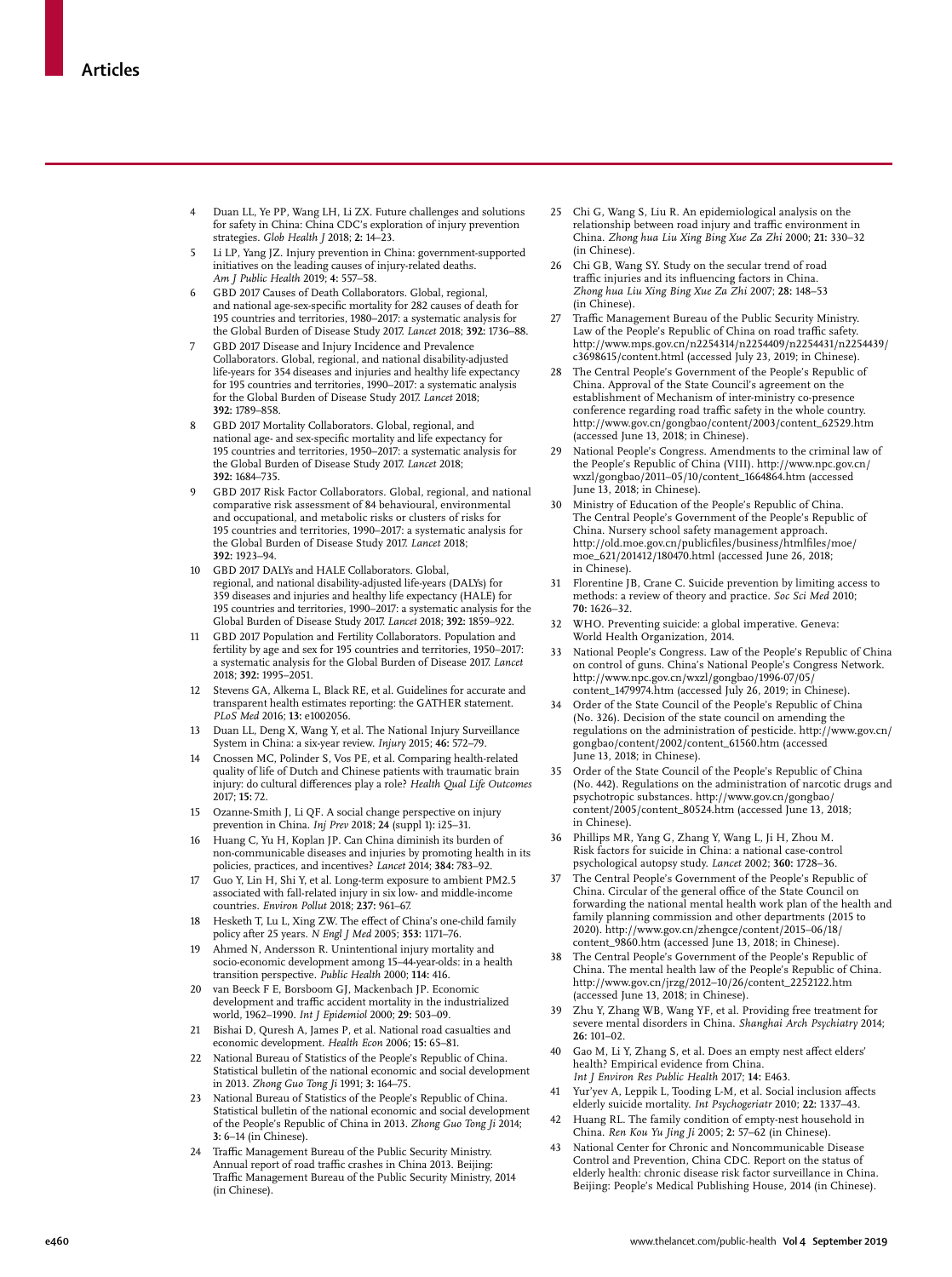4 Duan LL, Ye PP, Wang LH, Li ZX. Future challenges and solutions for safety in China: China CDC's exploration of injury prevention strategies. *Glob Health J* 2018; **2:** 14–23.

5 Li LP, Yang JZ. Injury prevention in China: government-supported initiatives on the leading causes of injury-related deaths. *Am J Public Health* 2019; **4:** 557–58.

6 GBD 2017 Causes of Death Collaborators. Global, regional, and national age-sex-specific mortality for 282 causes of death for 195 countries and territories, 1980–2017: a systematic analysis for the Global Burden of Disease Study 2017. *Lancet* 2018; **392:** 1736–88.

7 GBD 2017 Disease and Injury Incidence and Prevalence Collaborators. Global, regional, and national disability-adjusted life-years for 354 diseases and injuries and healthy life expectancy for 195 countries and territories, 1990–2017: a systematic analysis for the Global Burden of Disease Study 2017. *Lancet* 2018; **392:** 1789–858.

8 GBD 2017 Mortality Collaborators. Global, regional, and national age- and sex-specific mortality and life expectancy for 195 countries and territories, 1950–2017: a systematic analysis for the Global Burden of Disease Study 2017. *Lancet* 2018; **392:** 1684–735.

9 GBD 2017 Risk Factor Collaborators. Global, regional, and national comparative risk assessment of 84 behavioural, environmental and occupational, and metabolic risks or clusters of risks for 195 countries and territories, 1990–2017: a systematic analysis for the Global Burden of Disease Study 2017. *Lancet* 2018; **392:** 1923–94.

10 GBD 2017 DALYs and HALE Collaborators. Global, regional, and national disability-adjusted life-years (DALYs) for 359 diseases and injuries and healthy life expectancy (HALE) for 195 countries and territories, 1990–2017: a systematic analysis for the Global Burden of Disease Study 2017. *Lancet* 2018; **392:** 1859–922.

11 GBD 2017 Population and Fertility Collaborators. Population and fertility by age and sex for 195 countries and territories, 1950–2017: a systematic analysis for the Global Burden of Disease 2017. *Lancet* 2018; **392:** 1995–2051.

12 Stevens GA, Alkema L, Black RE, et al. Guidelines for accurate and transparent health estimates reporting: the GATHER statement. *PLoS Med* 2016; **13:** e1002056.

13 Duan LL, Deng X, Wang Y, et al. The National Injury Surveillance System in China: a six-year review. *Injury* 2015; **46:** 572–79.

14 Cnossen MC, Polinder S, Vos PE, et al. Comparing health-related quality of life of Dutch and Chinese patients with traumatic brain injury: do cultural differences play a role? *Health Qual Life Outcomes* 2017; **15:** 72.

15 Ozanne-Smith J, Li QF. A social change perspective on injury prevention in China. *Inj Prev* 2018; **24** (suppl 1)**:** i25–31.

16 Huang C, Yu H, Koplan JP. Can China diminish its burden of non-communicable diseases and injuries by promoting health in its policies, practices, and incentives? *Lancet* 2014; **384:** 783–92.

17 Guo Y, Lin H, Shi Y, et al. Long-term exposure to ambient PM2.5 associated with fall-related injury in six low- and middle-income countries. *Environ Pollut* 2018; **237:** 961–67.

18 Hesketh T, Lu L, Xing ZW. The effect of China's one-child family policy after 25 years. *N Engl J Med* 2005; **353:** 1171–76.

19 Ahmed N, Andersson R. Unintentional injury mortality and socio-economic development among 15–44-year-olds: in a health transition perspective. *Public Health* 2000; **114:** 416.

20 van Beeck F E, Borsboom GJ, Mackenbach JP. Economic development and traffic accident mortality in the industrialized world, 1962–1990. *Int J Epidemiol* 2000; **29:** 503–09.

21 Bishai D, Quresh A, James P, et al. National road casualties and economic development. *Health Econ* 2006; **15:** 65–81.

22 National Bureau of Statistics of the People's Republic of China. Statistical bulletin of the national economic and social development in 2013. *Zhong Guo Tong Ji* 1991; **3:** 164–75.

23 National Bureau of Statistics of the People's Republic of China. Statistical bulletin of the national economic and social development of the People's Republic of China in 2013. *Zhong Guo Tong Ji* 2014; **3:** 6–14 (in Chinese).

24 Traffic Management Bureau of the Public Security Ministry. Annual report of road traffic crashes in China 2013. Beijing: Traffic Management Bureau of the Public Security Ministry, 2014 (in Chinese).

25 Chi G, Wang S, Liu R. An epidemiological analysis on the relationship between road injury and traffic environment in China. *Zhong hua Liu Xing Bing Xue Za Zhi* 2000; **21:** 330–32 (in Chinese).

26 Chi GB, Wang SY. Study on the secular trend of road traffic injuries and its influencing factors in China. *Zhong hua Liu Xing Bing Xue Za Zhi* 2007; **28:** 148–53 (in Chinese).

27 Traffic Management Bureau of the Public Security Ministry. Law of the People's Republic of China on road traffic safety. http://www.mps.gov.cn/n2254314/n2254409/n2254431/n2254439/c3698615/content.html (accessed July 23, 2019; in Chinese).

28 The Central People's Government of the People's Republic of China. Approval of the State Council's agreement on the establishment of Mechanism of inter-ministry co-presence conference regarding road traffic safety in the whole country. http://www.gov.cn/gongbao/content/2003/content_62529.htm (accessed June 13, 2018; in Chinese).

29 National People's Congress. Amendments to the criminal law of the People's Republic of China (VIII). http://www.npc.gov.cn/wxzl/gongbao/2011–05/10/content_1664864.htm (accessed June 13, 2018; in Chinese).

30 Ministry of Education of the People's Republic of China. The Central People's Government of the People's Republic of China. Nursery school safety management approach. http://old.moe.gov.cn/publicfiles/business/htmlfiles/moe/moe_621/201412/180470.html (accessed June 26, 2018; in Chinese).

31 Florentine JB, Crane C. Suicide prevention by limiting access to methods: a review of theory and practice. *Soc Sci Med* 2010; **70:** 1626–32.

32 WHO. Preventing suicide: a global imperative. Geneva: World Health Organization, 2014.

33 National People's Congress. Law of the People's Republic of China on control of guns. China's National People's Congress Network. http://www.npc.gov.cn/wxzl/gongbao/1996-07/05/content_1479974.htm (accessed July 26, 2019; in Chinese).

34 Order of the State Council of the People's Republic of China (No. 326). Decision of the state council on amending the regulations on the administration of pesticide. http://www.gov.cn/gongbao/content/2002/content_61560.htm (accessed June 13, 2018; in Chinese).

35 Order of the State Council of the People's Republic of China (No. 442). Regulations on the administration of narcotic drugs and psychotropic substances. http://www.gov.cn/gongbao/content/2005/content_80524.htm (accessed June 13, 2018; in Chinese).

36 Phillips MR, Yang G, Zhang Y, Wang L, Ji H, Zhou M. Risk factors for suicide in China: a national case-control psychological autopsy study. *Lancet* 2002; **360:** 1728–36.

37 The Central People's Government of the People's Republic of China. Circular of the general office of the State Council on forwarding the national mental health work plan of the health and family planning commission and other departments (2015 to 2020). http://www.gov.cn/zhengce/content/2015–06/18/content_9860.htm (accessed June 13, 2018; in Chinese).

38 The Central People's Government of the People's Republic of China. The mental health law of the People's Republic of China. http://www.gov.cn/jrzg/2012–10/26/content_2252122.htm (accessed June 13, 2018; in Chinese).

39 Zhu Y, Zhang WB, Wang YF, et al. Providing free treatment for severe mental disorders in China. *Shanghai Arch Psychiatry* 2014; **26:** 101–02.

40 Gao M, Li Y, Zhang S, et al. Does an empty nest affect elders' health? Empirical evidence from China. *Int J Environ Res Public Health* 2017; **14:** E463.

41 Yur'yev A, Leppik L, Tooding L-M, et al. Social inclusion affects elderly suicide mortality. *Int Psychogeriatr* 2010; **22:** 1337–43.

42 Huang RL. The family condition of empty-nest household in China. *Ren Kou Yu Jing Ji* 2005; **2:** 57–62 (in Chinese).

43 National Center for Chronic and Noncommunicable Disease Control and Prevention, China CDC. Report on the status of elderly health: chronic disease risk factor surveillance in China. Beijing: People's Medical Publishing House, 2014 (in Chinese).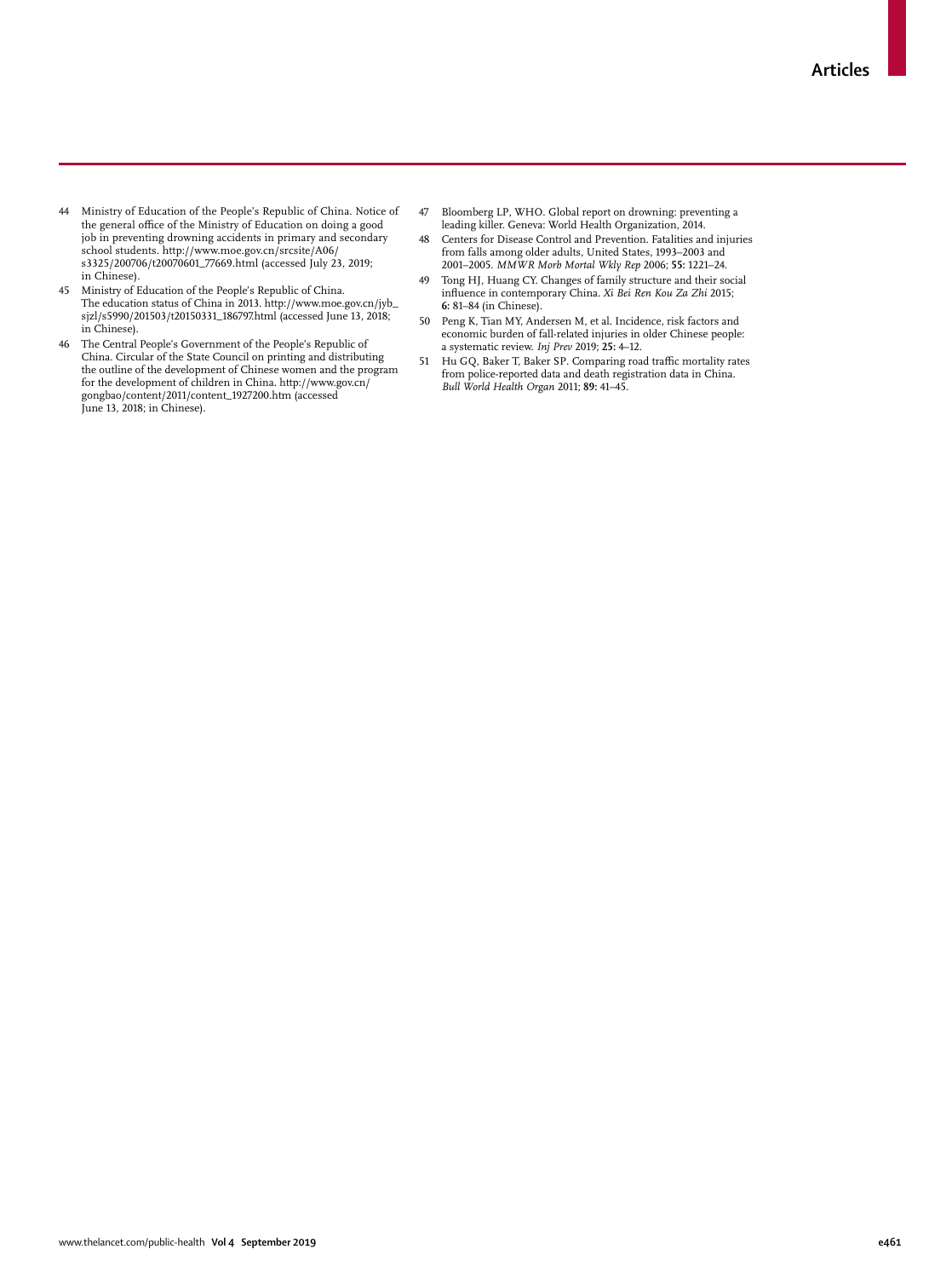44 Ministry of Education of the People's Republic of China. Notice of the general office of the Ministry of Education on doing a good job in preventing drowning accidents in primary and secondary school students. http://www.moe.gov.cn/srcsite/A06/s3325/200706/t20070601_77669.html (accessed July 23, 2019; in Chinese).

45 Ministry of Education of the People's Republic of China. The education status of China in 2013. http://www.moe.gov.cn/jyb_sjzl/s5990/201503/t20150331_186797.html (accessed June 13, 2018; in Chinese).

46 The Central People's Government of the People's Republic of China. Circular of the State Council on printing and distributing the outline of the development of Chinese women and the program for the development of children in China. http://www.gov.cn/gongbao/content/2011/content_1927200.htm (accessed June 13, 2018; in Chinese).

47 Bloomberg LP, WHO. Global report on drowning: preventing a leading killer. Geneva: World Health Organization, 2014.

48 Centers for Disease Control and Prevention. Fatalities and injuries from falls among older adults, United States, 1993–2003 and 2001–2005. *MMWR Morb Mortal Wkly Rep* 2006; **55:** 1221–24.

49 Tong HJ, Huang CY. Changes of family structure and their social influence in contemporary China. *Xi Bei Ren Kou Za Zhi* 2015; **6:** 81–84 (in Chinese).

50 Peng K, Tian MY, Andersen M, et al. Incidence, risk factors and economic burden of fall-related injuries in older Chinese people: a systematic review. *Inj Prev* 2019; **25:** 4–12.

51 Hu GQ, Baker T, Baker SP. Comparing road traffic mortality rates from police-reported data and death registration data in China. *Bull World Health Organ* 2011; **89:** 41–45.